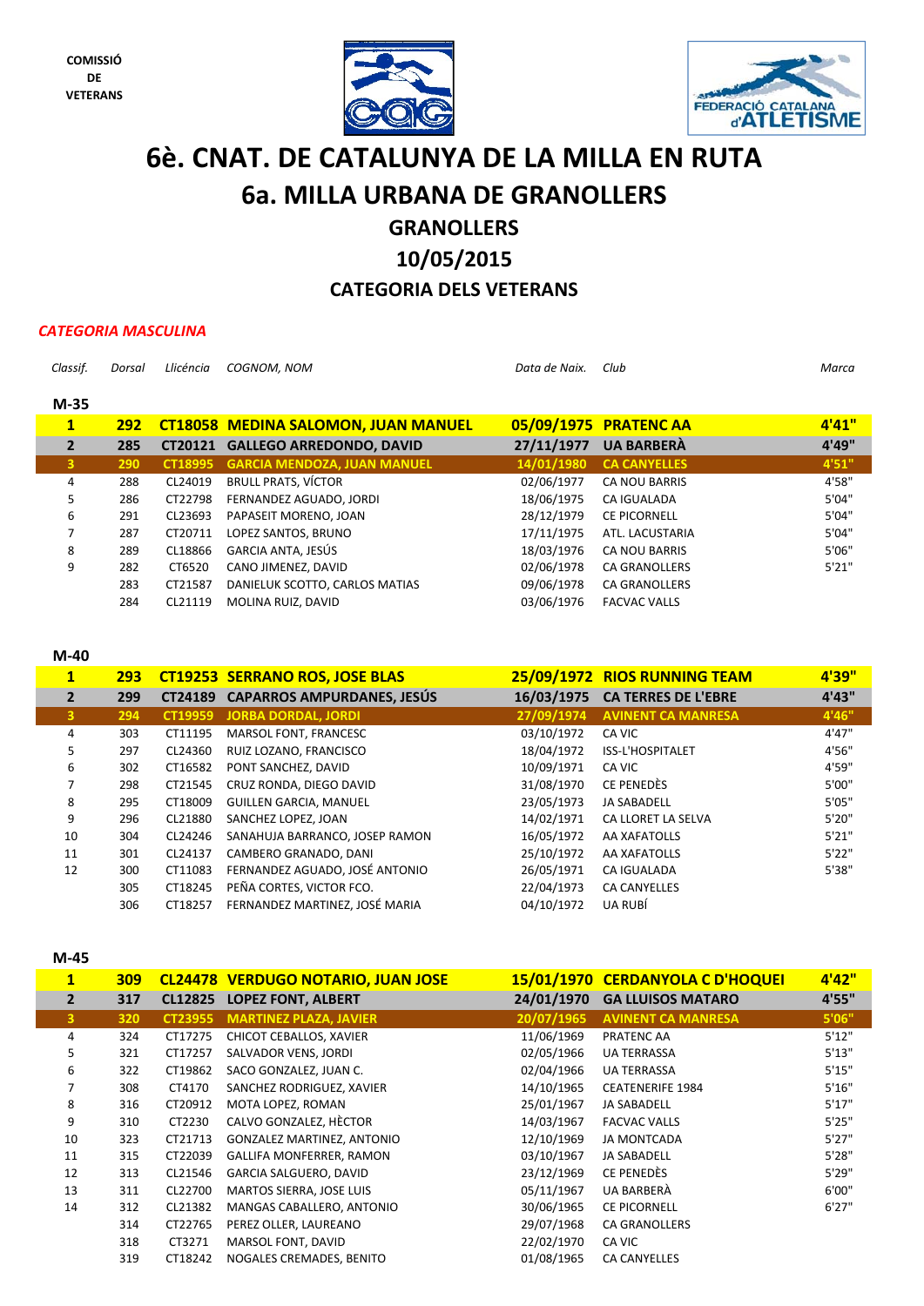COMISSIÓ DE VETERANS

# 6è. CNAT. DE CATALUNYA DE LA MILLA EN RUTA

# 6a. MILLA URBANA DE GRANOLLERS

## GRANOLLERS

## 10/05/2015

## CATEGORIA DELS VETERANS

*CATEGORIA MASCULINA*

### M-35

| *Classif.* | *Dorsal* | *Llicéncia* | *COGNOM, NOM* | *Data de Naix.* | *Club* | *Marca* |
|---|---|---|---|---|---|---|
| **1** | **292** | **CT18058** | **MEDINA SALOMON, JUAN MANUEL** | **05/09/1975** | **PRATENC AA** | **4'41"** |
| **2** | **285** | **CT20121** | **GALLEGO ARREDONDO, DAVID** | **27/11/1977** | **UA BARBERÀ** | **4'49"** |
| **3** | **290** | **CT18995** | **GARCIA MENDOZA, JUAN MANUEL** | **14/01/1980** | **CA CANYELLES** | **4'51"** |
| 4 | 288 | CL24019 | BRULL PRATS, VÍCTOR | 02/06/1977 | CA NOU BARRIS | 4'58" |
| 5 | 286 | CT22798 | FERNANDEZ AGUADO, JORDI | 18/06/1975 | CA IGUALADA | 5'04" |
| 6 | 291 | CL23693 | PAPASEIT MORENO, JOAN | 28/12/1979 | CE PICORNELL | 5'04" |
| 7 | 287 | CT20711 | LOPEZ SANTOS, BRUNO | 17/11/1975 | ATL. LACUSTARIA | 5'04" |
| 8 | 289 | CL18866 | GARCIA ANTA, JESÚS | 18/03/1976 | CA NOU BARRIS | 5'06" |
| 9 | 282 | CT6520 | CANO JIMENEZ, DAVID | 02/06/1978 | CA GRANOLLERS | 5'21" |
| | 283 | CT21587 | DANIELUK SCOTTO, CARLOS MATIAS | 09/06/1978 | CA GRANOLLERS | |
| | 284 | CL21119 | MOLINA RUIZ, DAVID | 03/06/1976 | FACVAC VALLS | |

### M-40

| *Classif.* | *Dorsal* | *Llicéncia* | *COGNOM, NOM* | *Data de Naix.* | *Club* | *Marca* |
|---|---|---|---|---|---|---|
| **1** | **293** | **CT19253** | **SERRANO ROS, JOSE BLAS** | **25/09/1972** | **RIOS RUNNING TEAM** | **4'39"** |
| **2** | **299** | **CT24189** | **CAPARROS AMPURDANES, JESÚS** | **16/03/1975** | **CA TERRES DE L'EBRE** | **4'43"** |
| **3** | **294** | **CT19959** | **JORBA DORDAL, JORDI** | **27/09/1974** | **AVINENT CA MANRESA** | **4'46"** |
| 4 | 303 | CT11195 | MARSOL FONT, FRANCESC | 03/10/1972 | CA VIC | 4'47" |
| 5 | 297 | CL24360 | RUIZ LOZANO, FRANCISCO | 18/04/1972 | ISS-L'HOSPITALET | 4'56" |
| 6 | 302 | CT16582 | PONT SANCHEZ, DAVID | 10/09/1971 | CA VIC | 4'59" |
| 7 | 298 | CT21545 | CRUZ RONDA, DIEGO DAVID | 31/08/1970 | CE PENEDÈS | 5'00" |
| 8 | 295 | CT18009 | GUILLEN GARCIA, MANUEL | 23/05/1973 | JA SABADELL | 5'05" |
| 9 | 296 | CL21880 | SANCHEZ LOPEZ, JOAN | 14/02/1971 | CA LLORET LA SELVA | 5'20" |
| 10 | 304 | CL24246 | SANAHUJA BARRANCO, JOSEP RAMON | 16/05/1972 | AA XAFATOLLS | 5'21" |
| 11 | 301 | CL24137 | CAMBERO GRANADO, DANI | 25/10/1972 | AA XAFATOLLS | 5'22" |
| 12 | 300 | CT11083 | FERNANDEZ AGUADO, JOSÉ ANTONIO | 26/05/1971 | CA IGUALADA | 5'38" |
| | 305 | CT18245 | PEÑA CORTES, VICTOR FCO. | 22/04/1973 | CA CANYELLES | |
| | 306 | CT18257 | FERNANDEZ MARTINEZ, JOSÉ MARIA | 04/10/1972 | UA RUBÍ | |

### M-45

| *Classif.* | *Dorsal* | *Llicéncia* | *COGNOM, NOM* | *Data de Naix.* | *Club* | *Marca* |
|---|---|---|---|---|---|---|
| **1** | **309** | **CL24478** | **VERDUGO NOTARIO, JUAN JOSE** | **15/01/1970** | **CERDANYOLA C D'HOQUEI** | **4'42"** |
| **2** | **317** | **CL12825** | **LOPEZ FONT, ALBERT** | **24/01/1970** | **GA LLUISOS MATARO** | **4'55"** |
| **3** | **320** | **CT23955** | **MARTINEZ PLAZA, JAVIER** | **20/07/1965** | **AVINENT CA MANRESA** | **5'06"** |
| 4 | 324 | CT17275 | CHICOT CEBALLOS, XAVIER | 11/06/1969 | PRATENC AA | 5'12" |
| 5 | 321 | CT17257 | SALVADOR VENS, JORDI | 02/05/1966 | UA TERRASSA | 5'13" |
| 6 | 322 | CT19862 | SACO GONZALEZ, JUAN C. | 02/04/1966 | UA TERRASSA | 5'15" |
| 7 | 308 | CT4170 | SANCHEZ RODRIGUEZ, XAVIER | 14/10/1965 | CEATENERIFE 1984 | 5'16" |
| 8 | 316 | CT20912 | MOTA LOPEZ, ROMAN | 25/01/1967 | JA SABADELL | 5'17" |
| 9 | 310 | CT2230 | CALVO GONZALEZ, HÈCTOR | 14/03/1967 | FACVAC VALLS | 5'25" |
| 10 | 323 | CT21713 | GONZALEZ MARTINEZ, ANTONIO | 12/10/1969 | JA MONTCADA | 5'27" |
| 11 | 315 | CT22039 | GALLIFA MONFERRER, RAMON | 03/10/1967 | JA SABADELL | 5'28" |
| 12 | 313 | CL21546 | GARCIA SALGUERO, DAVID | 23/12/1969 | CE PENEDÈS | 5'29" |
| 13 | 311 | CL22700 | MARTOS SIERRA, JOSE LUIS | 05/11/1967 | UA BARBERÀ | 6'00" |
| 14 | 312 | CL21382 | MANGAS CABALLERO, ANTONIO | 30/06/1965 | CE PICORNELL | 6'27" |
| | 314 | CT22765 | PEREZ OLLER, LAUREANO | 29/07/1968 | CA GRANOLLERS | |
| | 318 | CT3271 | MARSOL FONT, DAVID | 22/02/1970 | CA VIC | |
| | 319 | CT18242 | NOGALES CREMADES, BENITO | 01/08/1965 | CA CANYELLES | |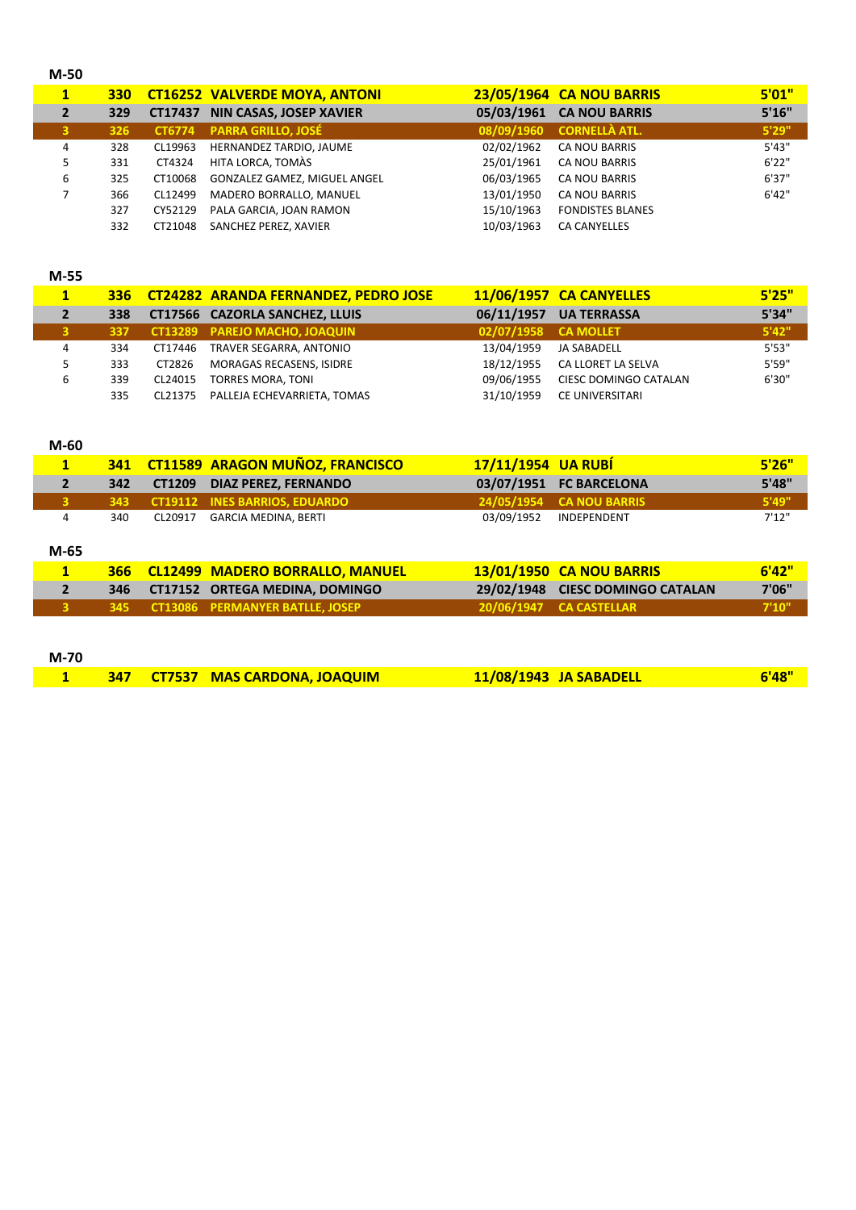## M-50

| | | | | | | |
|---|---|---|---|---|---|---|
| **1** | **330** | **CT16252** | **VALVERDE MOYA, ANTONI** | **23/05/1964** | **CA NOU BARRIS** | **5'01"** |
| **2** | **329** | **CT17437** | **NIN CASAS, JOSEP XAVIER** | **05/03/1961** | **CA NOU BARRIS** | **5'16"** |
| **3** | **326** | **CT6774** | **PARRA GRILLO, JOSÉ** | **08/09/1960** | **CORNELLÀ ATL.** | **5'29"** |
| 4 | 328 | CL19963 | HERNANDEZ TARDIO, JAUME | 02/02/1962 | CA NOU BARRIS | 5'43" |
| 5 | 331 | CT4324 | HITA LORCA, TOMÀS | 25/01/1961 | CA NOU BARRIS | 6'22" |
| 6 | 325 | CT10068 | GONZALEZ GAMEZ, MIGUEL ANGEL | 06/03/1965 | CA NOU BARRIS | 6'37" |
| 7 | 366 | CL12499 | MADERO BORRALLO, MANUEL | 13/01/1950 | CA NOU BARRIS | 6'42" |
| | 327 | CY52129 | PALA GARCIA, JOAN RAMON | 15/10/1963 | FONDISTES BLANES | |
| | 332 | CT21048 | SANCHEZ PEREZ, XAVIER | 10/03/1963 | CA CANYELLES | |

## M-55

| | | | | | | |
|---|---|---|---|---|---|---|
| **1** | **336** | **CT24282** | **ARANDA FERNANDEZ, PEDRO JOSE** | **11/06/1957** | **CA CANYELLES** | **5'25"** |
| **2** | **338** | **CT17566** | **CAZORLA SANCHEZ, LLUIS** | **06/11/1957** | **UA TERRASSA** | **5'34"** |
| **3** | **337** | **CT13289** | **PAREJO MACHO, JOAQUIN** | **02/07/1958** | **CA MOLLET** | **5'42"** |
| 4 | 334 | CT17446 | TRAVER SEGARRA, ANTONIO | 13/04/1959 | JA SABADELL | 5'53" |
| 5 | 333 | CT2826 | MORAGAS RECASENS, ISIDRE | 18/12/1955 | CA LLORET LA SELVA | 5'59" |
| 6 | 339 | CL24015 | TORRES MORA, TONI | 09/06/1955 | CIESC DOMINGO CATALAN | 6'30" |
| | 335 | CL21375 | PALLEJA ECHEVARRIETA, TOMAS | 31/10/1959 | CE UNIVERSITARI | |

## M-60

| | | | | | | |
|---|---|---|---|---|---|---|
| **1** | **341** | **CT11589** | **ARAGON MUÑOZ, FRANCISCO** | **17/11/1954** | **UA RUBÍ** | **5'26"** |
| **2** | **342** | **CT1209** | **DIAZ PEREZ, FERNANDO** | **03/07/1951** | **FC BARCELONA** | **5'48"** |
| **3** | **343** | **CT19112** | **INES BARRIOS, EDUARDO** | **24/05/1954** | **CA NOU BARRIS** | **5'49"** |
| 4 | 340 | CL20917 | GARCIA MEDINA, BERTI | 03/09/1952 | INDEPENDENT | 7'12" |

## M-65

| | | | | | | |
|---|---|---|---|---|---|---|
| **1** | **366** | **CL12499** | **MADERO BORRALLO, MANUEL** | **13/01/1950** | **CA NOU BARRIS** | **6'42"** |
| **2** | **346** | **CT17152** | **ORTEGA MEDINA, DOMINGO** | **29/02/1948** | **CIESC DOMINGO CATALAN** | **7'06"** |
| **3** | **345** | **CT13086** | **PERMANYER BATLLE, JOSEP** | **20/06/1947** | **CA CASTELLAR** | **7'10"** |

## M-70

| | | | | | | |
|---|---|---|---|---|---|---|
| **1** | **347** | **CT7537** | **MAS CARDONA, JOAQUIM** | **11/08/1943** | **JA SABADELL** | **6'48"** |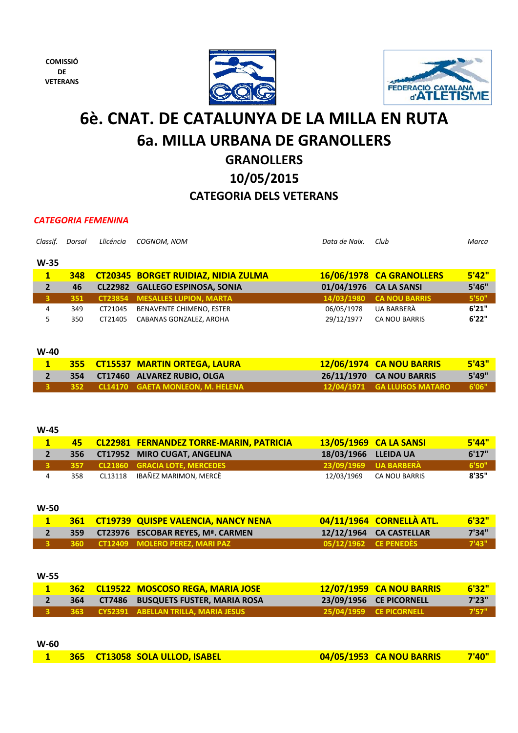COMISSIÓ
DE
VETERANS

# 6è. CNAT. DE CATALUNYA DE LA MILLA EN RUTA

## 6a. MILLA URBANA DE GRANOLLERS

### GRANOLLERS

### 10/05/2015

### CATEGORIA DELS VETERANS

*CATEGORIA FEMENINA*

| *Classif.* | *Dorsal* | *Llicència* | *COGNOM, NOM* | *Data de Naix.* | *Club* | *Marca* |
|---|---|---|---|---|---|---|
| **W-35** | | | | | | |
| **1** | **348** | **CT20345** | **BORGET RUIDIAZ, NIDIA ZULMA** | **16/06/1978** | **CA GRANOLLERS** | **5'42"** |
| **2** | **46** | **CL22982** | **GALLEGO ESPINOSA, SONIA** | **01/04/1976** | **CA LA SANSI** | **5'46"** |
| **3** | **351** | **CT23854** | **MESALLES LUPION, MARTA** | **14/03/1980** | **CA NOU BARRIS** | **5'50"** |
| 4 | 349 | CT21045 | BENAVENTE CHIMENO, ESTER | 06/05/1978 | UA BARBERÀ | **6'21"** |
| 5 | 350 | CT21405 | CABANAS GONZALEZ, AROHA | 29/12/1977 | CA NOU BARRIS | **6'22"** |
| **W-40** | | | | | | |
| **1** | **355** | **CT15537** | **MARTIN ORTEGA, LAURA** | **12/06/1974** | **CA NOU BARRIS** | **5'43"** |
| **2** | **354** | **CT17460** | **ALVAREZ RUBIO, OLGA** | **26/11/1970** | **CA NOU BARRIS** | **5'49"** |
| **3** | **352** | **CL14170** | **GAETA MONLEON, M. HELENA** | **12/04/1971** | **GA LLUISOS MATARO** | **6'06"** |
| **W-45** | | | | | | |
| **1** | **45** | **CL22981** | **FERNANDEZ TORRE-MARIN, PATRICIA** | **13/05/1969** | **CA LA SANSI** | **5'44"** |
| **2** | **356** | **CT17952** | **MIRO CUGAT, ANGELINA** | **18/03/1966** | **LLEIDA UA** | **6'17"** |
| **3** | **357** | **CL21860** | **GRACIA LOTE, MERCEDES** | **23/09/1969** | **UA BARBERÀ** | **6'50"** |
| 4 | 358 | CL13118 | IBAÑEZ MARIMON, MERCÈ | 12/03/1969 | CA NOU BARRIS | **8'35"** |
| **W-50** | | | | | | |
| **1** | **361** | **CT19739** | **QUISPE VALENCIA, NANCY NENA** | **04/11/1964** | **CORNELLÀ ATL.** | **6'32"** |
| **2** | **359** | **CT23976** | **ESCOBAR REYES, Mª. CARMEN** | **12/12/1964** | **CA CASTELLAR** | **7'34"** |
| **3** | **360** | **CT12409** | **MOLERO PEREZ, MARI PAZ** | **05/12/1962** | **CE PENEDÈS** | **7'43"** |
| **W-55** | | | | | | |
| **1** | **362** | **CL19522** | **MOSCOSO REGA, MARIA JOSE** | **12/07/1959** | **CA NOU BARRIS** | **6'32"** |
| **2** | **364** | **CT7486** | **BUSQUETS FUSTER, MARIA ROSA** | **23/09/1956** | **CE PICORNELL** | **7'23"** |
| **3** | **363** | **CY52391** | **ABELLAN TRILLA, MARIA JESUS** | **25/04/1959** | **CE PICORNELL** | **7'57"** |
| **W-60** | | | | | | |
| **1** | **365** | **CT13058** | **SOLA ULLOD, ISABEL** | **04/05/1953** | **CA NOU BARRIS** | **7'40"** |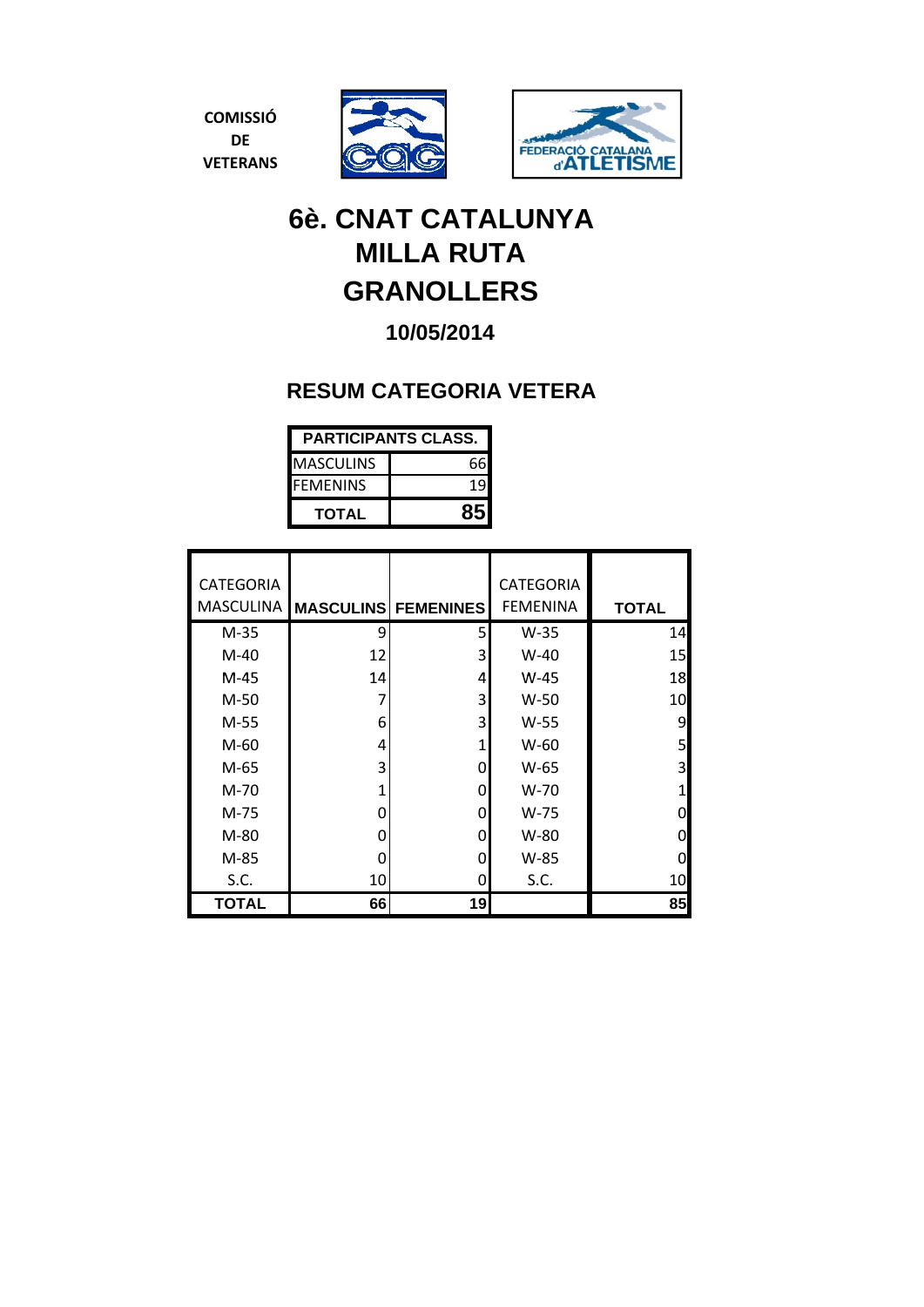COMISSIÓ
DE
VETERANS

FEDERACIÓ CATALANA d'ATLETISME

# 6è. CNAT CATALUNYA
# MILLA RUTA
# GRANOLLERS

### 10/05/2014

## RESUM CATEGORIA VETERA

| PARTICIPANTS CLASS. | |
|---|---|
| MASCULINS | 66 |
| FEMENINS | 19 |
| **TOTAL** | **85** |

| CATEGORIA MASCULINA | MASCULINS | FEMENINES | CATEGORIA FEMENINA | TOTAL |
|---|---|---|---|---|
| M-35 | 9 | 5 | W-35 | 14 |
| M-40 | 12 | 3 | W-40 | 15 |
| M-45 | 14 | 4 | W-45 | 18 |
| M-50 | 7 | 3 | W-50 | 10 |
| M-55 | 6 | 3 | W-55 | 9 |
| M-60 | 4 | 1 | W-60 | 5 |
| M-65 | 3 | 0 | W-65 | 3 |
| M-70 | 1 | 0 | W-70 | 1 |
| M-75 | 0 | 0 | W-75 | 0 |
| M-80 | 0 | 0 | W-80 | 0 |
| M-85 | 0 | 0 | W-85 | 0 |
| S.C. | 10 | 0 | S.C. | 10 |
| **TOTAL** | **66** | **19** | | **85** |